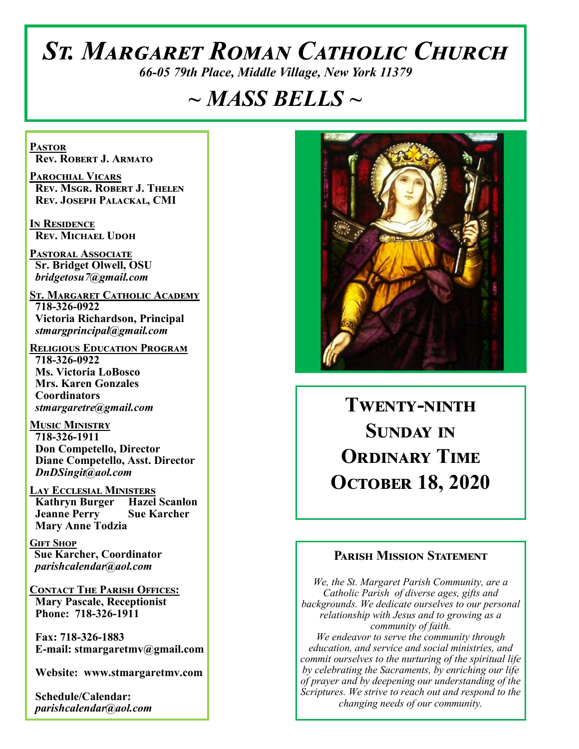# *St. Margaret Roman Catholic Church*

*66-05 79th Place, Middle Village, New York 11379*

## *~ MASS BELLS ~*

**Pastor**
**Rev. Robert J. Armato**

**Parochial Vicars**
**Rev. Msgr. Robert J. Thelen**
**Rev. Joseph Palackal, CMI**

**In Residence**
**Rev. Michael Udoh**

**Pastoral Associate**
**Sr. Bridget Olwell, OSU**
*bridgetosu7@gmail.com*

**St. Margaret Catholic Academy**
**718-326-0922**
**Victoria Richardson, Principal**
*stmargprincipal@gmail.com*

**Religious Education Program**
**718-326-0922**
**Ms. Victoria LoBosco**
**Mrs. Karen Gonzales**
**Coordinators**
*stmargaretre@gmail.com*

**Music Ministry**
**718-326-1911**
**Don Competello, Director**
**Diane Competello, Asst. Director**
*DnDSingit@aol.com*

**Lay Ecclesial Ministers**
**Kathryn Burger**
**Hazel Scanlon**
**Jeanne Perry**
**Sue Karcher**
**Mary Anne Todzia**

**Gift Shop**
**Sue Karcher, Coordinator**
*parishcalendar@aol.com*

**Contact The Parish Offices:**
**Mary Pascale, Receptionist**
**Phone: 718-326-1911**

**Fax: 718-326-1883**
**E-mail: stmargaretmv@gmail.com**

**Website: www.stmargaretmv.com**

**Schedule/Calendar:**
*parishcalendar@aol.com*

# Twenty-ninth Sunday in Ordinary Time October 18, 2020

### Parish Mission Statement

*We, the St. Margaret Parish Community, are a Catholic Parish of diverse ages, gifts and backgrounds. We dedicate ourselves to our personal relationship with Jesus and to growing as a community of faith. We endeavor to serve the community through education, and service and social ministries, and commit ourselves to the nurturing of the spiritual life by celebrating the Sacraments, by enriching our life of prayer and by deepening our understanding of the Scriptures. We strive to reach out and respond to the changing needs of our community.*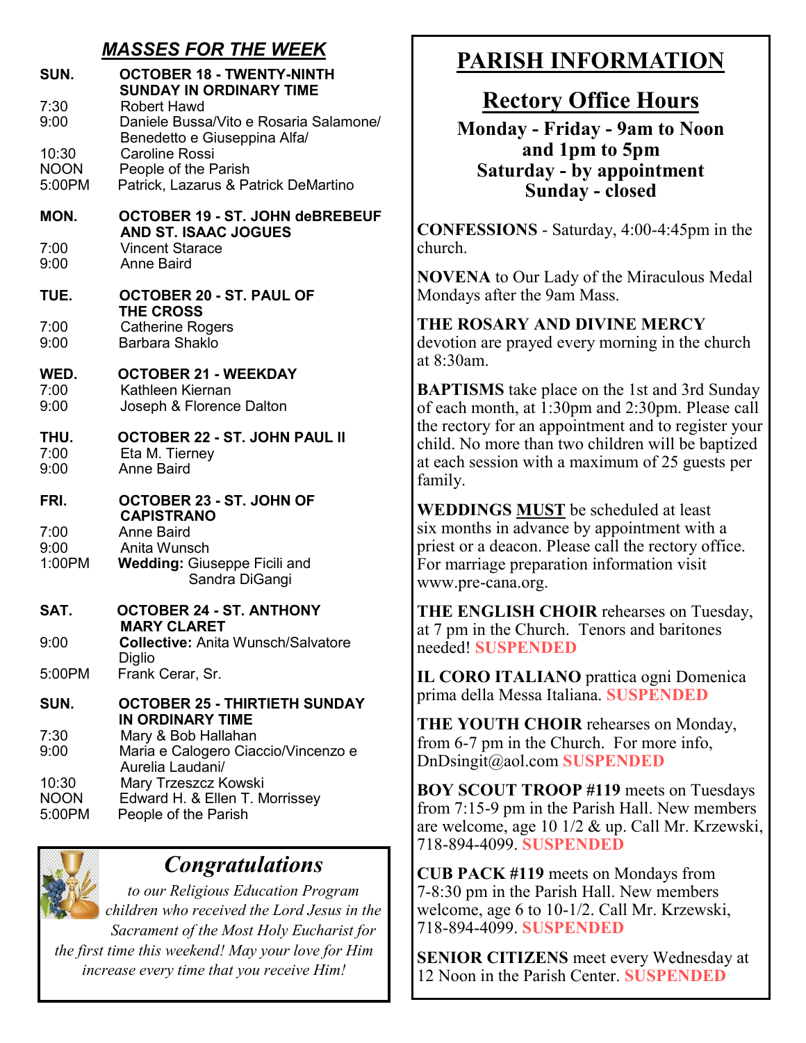## *MASSES FOR THE WEEK*

**SUN. OCTOBER 18 - TWENTY-NINTH SUNDAY IN ORDINARY TIME**

- 7:30 Robert Hawd
- 9:00 Daniele Bussa/Vito e Rosaria Salamone/ Benedetto e Giuseppina Alfa/
- 10:30 Caroline Rossi
- NOON People of the Parish
- 5:00PM Patrick, Lazarus & Patrick DeMartino

**MON. OCTOBER 19 - ST. JOHN deBREBEUF AND ST. ISAAC JOGUES**

- 7:00 Vincent Starace
- 9:00 Anne Baird

**TUE. OCTOBER 20 - ST. PAUL OF THE CROSS**

- 7:00 Catherine Rogers
- 9:00 Barbara Shaklo

**WED. OCTOBER 21 - WEEKDAY**

- 7:00 Kathleen Kiernan
- 9:00 Joseph & Florence Dalton

**THU. OCTOBER 22 - ST. JOHN PAUL II**

- 7:00 Eta M. Tierney
- 9:00 Anne Baird

**FRI. OCTOBER 23 - ST. JOHN OF CAPISTRANO**

- 7:00 Anne Baird
- 9:00 Anita Wunsch
- 1:00PM **Wedding:** Giuseppe Ficili and Sandra DiGangi

**SAT. OCTOBER 24 - ST. ANTHONY MARY CLARET**

- 9:00 **Collective:** Anita Wunsch/Salvatore Diglio
- 5:00PM Frank Cerar, Sr.

**SUN. OCTOBER 25 - THIRTIETH SUNDAY IN ORDINARY TIME**

- 7:30 Mary & Bob Hallahan
- 9:00 Maria e Calogero Ciaccio/Vincenzo e Aurelia Laudani/
- 10:30 Mary Trzeszcz Kowski
- NOON Edward H. & Ellen T. Morrissey
- 5:00PM People of the Parish

## *Congratulations*

*to our Religious Education Program children who received the Lord Jesus in the Sacrament of the Most Holy Eucharist for the first time this weekend! May your love for Him increase every time that you receive Him!*

# PARISH INFORMATION

## Rectory Office Hours

**Monday - Friday - 9am to Noon and 1pm to 5pm**
**Saturday - by appointment**
**Sunday - closed**

**CONFESSIONS** - Saturday, 4:00-4:45pm in the church.

**NOVENA** to Our Lady of the Miraculous Medal Mondays after the 9am Mass.

**THE ROSARY AND DIVINE MERCY** devotion are prayed every morning in the church at 8:30am.

**BAPTISMS** take place on the 1st and 3rd Sunday of each month, at 1:30pm and 2:30pm. Please call the rectory for an appointment and to register your child. No more than two children will be baptized at each session with a maximum of 25 guests per family.

**WEDDINGS MUST** be scheduled at least six months in advance by appointment with a priest or a deacon. Please call the rectory office. For marriage preparation information visit www.pre-cana.org.

**THE ENGLISH CHOIR** rehearses on Tuesday, at 7 pm in the Church. Tenors and baritones needed! **SUSPENDED**

**IL CORO ITALIANO** prattica ogni Domenica prima della Messa Italiana. **SUSPENDED**

**THE YOUTH CHOIR** rehearses on Monday, from 6-7 pm in the Church. For more info, DnDsingit@aol.com **SUSPENDED**

**BOY SCOUT TROOP #119** meets on Tuesdays from 7:15-9 pm in the Parish Hall. New members are welcome, age 10 1/2 & up. Call Mr. Krzewski, 718-894-4099. **SUSPENDED**

**CUB PACK #119** meets on Mondays from 7-8:30 pm in the Parish Hall. New members welcome, age 6 to 10-1/2. Call Mr. Krzewski, 718-894-4099. **SUSPENDED**

**SENIOR CITIZENS** meet every Wednesday at 12 Noon in the Parish Center. **SUSPENDED**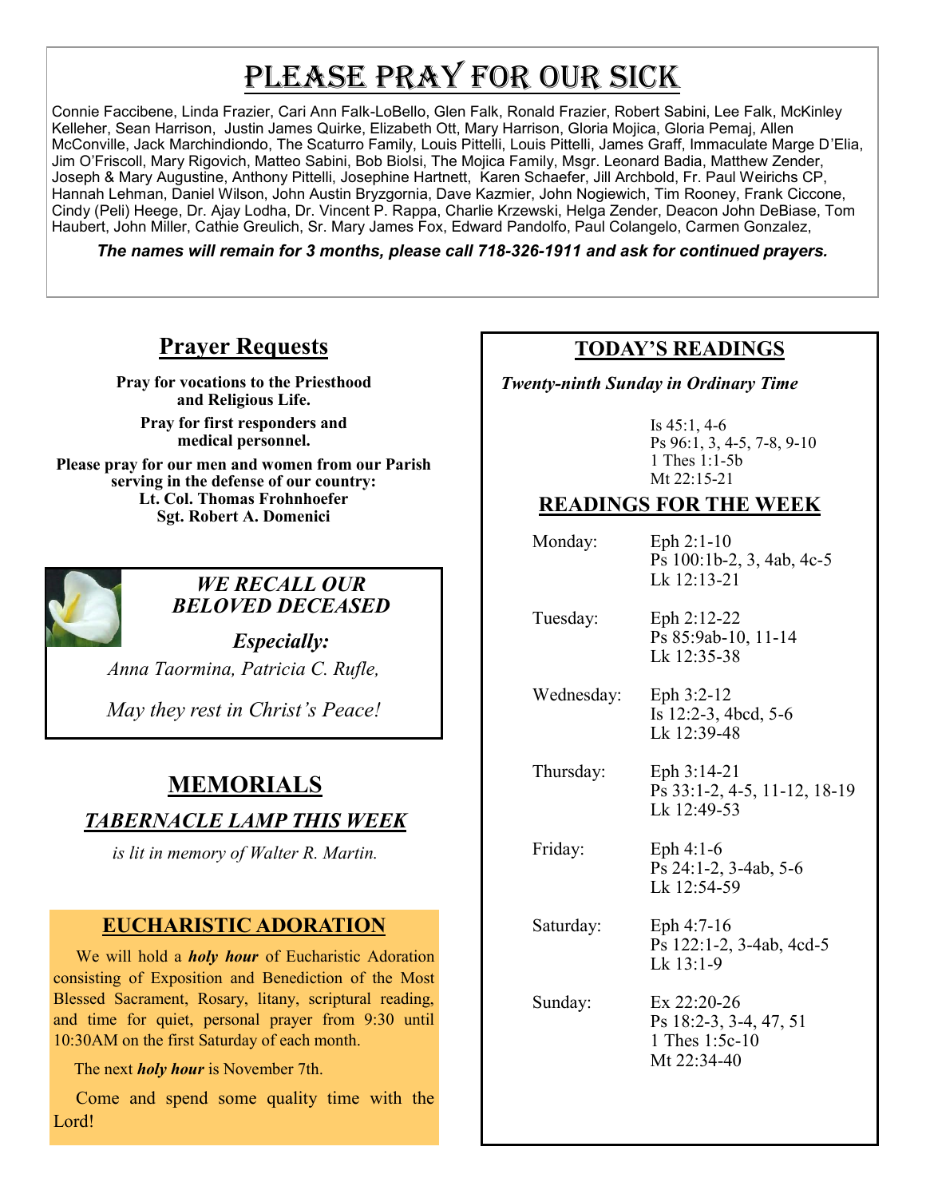# Please Pray for Our Sick

Connie Faccibene, Linda Frazier, Cari Ann Falk-LoBello, Glen Falk, Ronald Frazier, Robert Sabini, Lee Falk, McKinley Kelleher, Sean Harrison, Justin James Quirke, Elizabeth Ott, Mary Harrison, Gloria Mojica, Gloria Pemaj, Allen McConville, Jack Marchindiondo, The Scaturro Family, Louis Pittelli, Louis Pittelli, James Graff, Immaculate Marge D'Elia, Jim O'Friscoll, Mary Rigovich, Matteo Sabini, Bob Biolsi, The Mojica Family, Msgr. Leonard Badia, Matthew Zender, Joseph & Mary Augustine, Anthony Pittelli, Josephine Hartnett, Karen Schaefer, Jill Archbold, Fr. Paul Weirichs CP, Hannah Lehman, Daniel Wilson, John Austin Bryzgornia, Dave Kazmier, John Nogiewich, Tim Rooney, Frank Ciccone, Cindy (Peli) Heege, Dr. Ajay Lodha, Dr. Vincent P. Rappa, Charlie Krzewski, Helga Zender, Deacon John DeBiase, Tom Haubert, John Miller, Cathie Greulich, Sr. Mary James Fox, Edward Pandolfo, Paul Colangelo, Carmen Gonzalez,

***The names will remain for 3 months, please call 718-326-1911 and ask for continued prayers.***

## Prayer Requests

**Pray for vocations to the Priesthood and Religious Life.**

**Pray for first responders and medical personnel.**

**Please pray for our men and women from our Parish serving in the defense of our country:**
**Lt. Col. Thomas Frohnhoefer**
**Sgt. Robert A. Domenici**

### *WE RECALL OUR BELOVED DECEASED*

***Especially:***

*Anna Taormina, Patricia C. Rufle,*

*May they rest in Christ's Peace!*

## MEMORIALS

### *TABERNACLE LAMP THIS WEEK*

*is lit in memory of Walter R. Martin.*

## EUCHARISTIC ADORATION

We will hold a ***holy hour*** of Eucharistic Adoration consisting of Exposition and Benediction of the Most Blessed Sacrament, Rosary, litany, scriptural reading, and time for quiet, personal prayer from 9:30 until 10:30AM on the first Saturday of each month.

The next ***holy hour*** is November 7th.

Come and spend some quality time with the Lord!

## TODAY'S READINGS

***Twenty-ninth Sunday in Ordinary Time***

Is 45:1, 4-6
Ps 96:1, 3, 4-5, 7-8, 9-10
1 Thes 1:1-5b
Mt 22:15-21

## READINGS FOR THE WEEK

| | |
|---|---|
| Monday: | Eph 2:1-10<br>Ps 100:1b-2, 3, 4ab, 4c-5<br>Lk 12:13-21 |
| Tuesday: | Eph 2:12-22<br>Ps 85:9ab-10, 11-14<br>Lk 12:35-38 |
| Wednesday: | Eph 3:2-12<br>Is 12:2-3, 4bcd, 5-6<br>Lk 12:39-48 |
| Thursday: | Eph 3:14-21<br>Ps 33:1-2, 4-5, 11-12, 18-19<br>Lk 12:49-53 |
| Friday: | Eph 4:1-6<br>Ps 24:1-2, 3-4ab, 5-6<br>Lk 12:54-59 |
| Saturday: | Eph 4:7-16<br>Ps 122:1-2, 3-4ab, 4cd-5<br>Lk 13:1-9 |
| Sunday: | Ex 22:20-26<br>Ps 18:2-3, 3-4, 47, 51<br>1 Thes 1:5c-10<br>Mt 22:34-40 |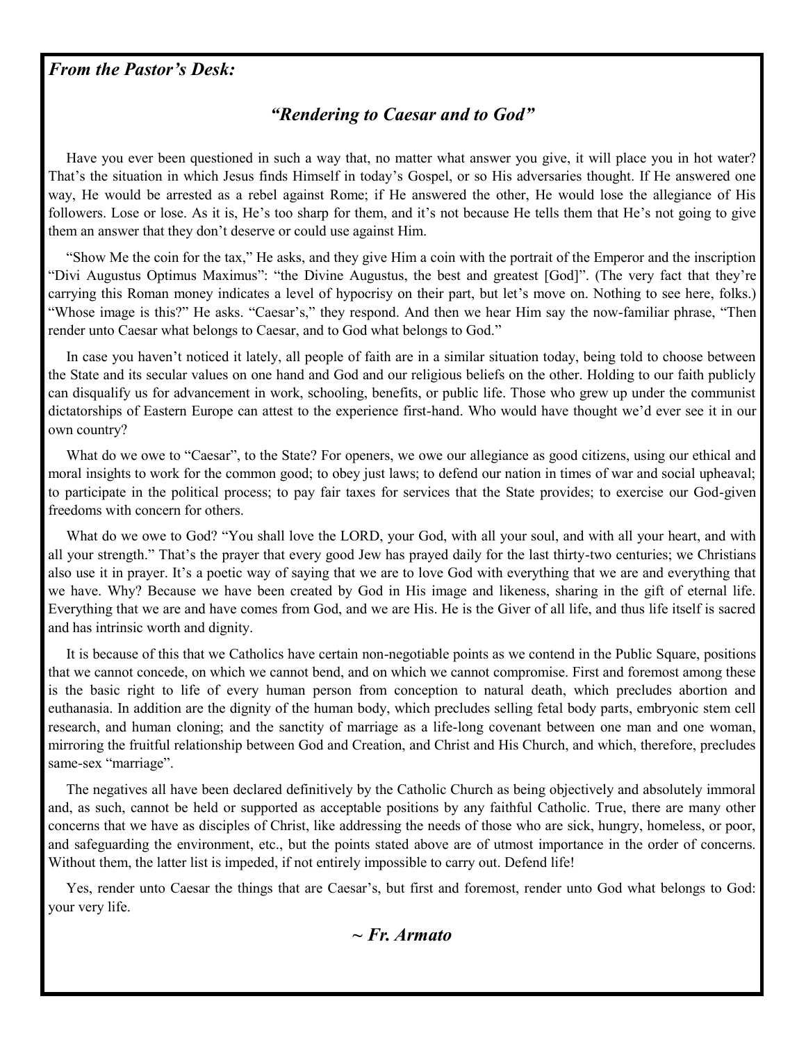***From the Pastor's Desk:***

## *"Rendering to Caesar and to God"*

Have you ever been questioned in such a way that, no matter what answer you give, it will place you in hot water? That's the situation in which Jesus finds Himself in today's Gospel, or so His adversaries thought. If He answered one way, He would be arrested as a rebel against Rome; if He answered the other, He would lose the allegiance of His followers. Lose or lose. As it is, He's too sharp for them, and it's not because He tells them that He's not going to give them an answer that they don't deserve or could use against Him.

"Show Me the coin for the tax," He asks, and they give Him a coin with the portrait of the Emperor and the inscription "Divi Augustus Optimus Maximus": "the Divine Augustus, the best and greatest [God]". (The very fact that they're carrying this Roman money indicates a level of hypocrisy on their part, but let's move on. Nothing to see here, folks.) "Whose image is this?" He asks. "Caesar's," they respond. And then we hear Him say the now-familiar phrase, "Then render unto Caesar what belongs to Caesar, and to God what belongs to God."

In case you haven't noticed it lately, all people of faith are in a similar situation today, being told to choose between the State and its secular values on one hand and God and our religious beliefs on the other. Holding to our faith publicly can disqualify us for advancement in work, schooling, benefits, or public life. Those who grew up under the communist dictatorships of Eastern Europe can attest to the experience first-hand. Who would have thought we'd ever see it in our own country?

What do we owe to "Caesar", to the State? For openers, we owe our allegiance as good citizens, using our ethical and moral insights to work for the common good; to obey just laws; to defend our nation in times of war and social upheaval; to participate in the political process; to pay fair taxes for services that the State provides; to exercise our God-given freedoms with concern for others.

What do we owe to God? "You shall love the LORD, your God, with all your soul, and with all your heart, and with all your strength." That's the prayer that every good Jew has prayed daily for the last thirty-two centuries; we Christians also use it in prayer. It's a poetic way of saying that we are to love God with everything that we are and everything that we have. Why? Because we have been created by God in His image and likeness, sharing in the gift of eternal life. Everything that we are and have comes from God, and we are His. He is the Giver of all life, and thus life itself is sacred and has intrinsic worth and dignity.

It is because of this that we Catholics have certain non-negotiable points as we contend in the Public Square, positions that we cannot concede, on which we cannot bend, and on which we cannot compromise. First and foremost among these is the basic right to life of every human person from conception to natural death, which precludes abortion and euthanasia. In addition are the dignity of the human body, which precludes selling fetal body parts, embryonic stem cell research, and human cloning; and the sanctity of marriage as a life-long covenant between one man and one woman, mirroring the fruitful relationship between God and Creation, and Christ and His Church, and which, therefore, precludes same-sex "marriage".

The negatives all have been declared definitively by the Catholic Church as being objectively and absolutely immoral and, as such, cannot be held or supported as acceptable positions by any faithful Catholic. True, there are many other concerns that we have as disciples of Christ, like addressing the needs of those who are sick, hungry, homeless, or poor, and safeguarding the environment, etc., but the points stated above are of utmost importance in the order of concerns. Without them, the latter list is impeded, if not entirely impossible to carry out. Defend life!

Yes, render unto Caesar the things that are Caesar's, but first and foremost, render unto God what belongs to God: your very life.

***~ Fr. Armato***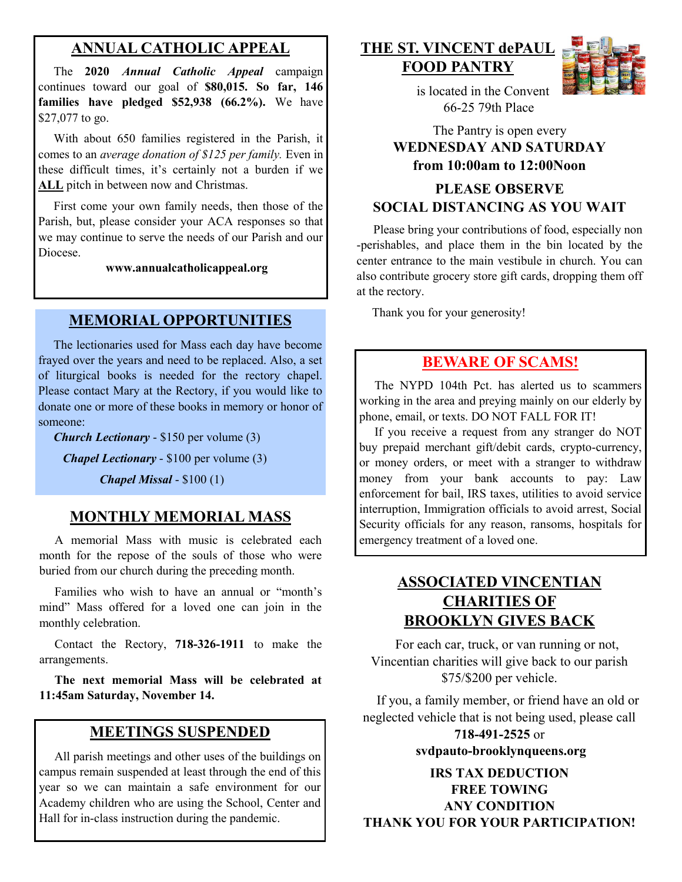## ANNUAL CATHOLIC APPEAL

The **2020** ***Annual Catholic Appeal*** campaign continues toward our goal of **$80,015. So far, 146 families have pledged $52,938 (66.2%).** We have $27,077 to go.

With about 650 families registered in the Parish, it comes to an *average donation of $125 per family.* Even in these difficult times, it's certainly not a burden if we **ALL** pitch in between now and Christmas.

First come your own family needs, then those of the Parish, but, please consider your ACA responses so that we may continue to serve the needs of our Parish and our Diocese.

**www.annualcatholicappeal.org**

## MEMORIAL OPPORTUNITIES

The lectionaries used for Mass each day have become frayed over the years and need to be replaced. Also, a set of liturgical books is needed for the rectory chapel. Please contact Mary at the Rectory, if you would like to donate one or more of these books in memory or honor of someone:

***Church Lectionary*** - $150 per volume (3)

***Chapel Lectionary*** - $100 per volume (3)

***Chapel Missal*** - $100 (1)

## MONTHLY MEMORIAL MASS

A memorial Mass with music is celebrated each month for the repose of the souls of those who were buried from our church during the preceding month.

Families who wish to have an annual or "month's mind" Mass offered for a loved one can join in the monthly celebration.

Contact the Rectory, **718-326-1911** to make the arrangements.

**The next memorial Mass will be celebrated at 11:45am Saturday, November 14.**

## MEETINGS SUSPENDED

All parish meetings and other uses of the buildings on campus remain suspended at least through the end of this year so we can maintain a safe environment for our Academy children who are using the School, Center and Hall for in-class instruction during the pandemic.

## THE ST. VINCENT dePAUL FOOD PANTRY

is located in the Convent
66-25 79th Place

The Pantry is open every
**WEDNESDAY AND SATURDAY**
**from 10:00am to 12:00Noon**

**PLEASE OBSERVE**
**SOCIAL DISTANCING AS YOU WAIT**

Please bring your contributions of food, especially non-perishables, and place them in the bin located by the center entrance to the main vestibule in church. You can also contribute grocery store gift cards, dropping them off at the rectory.

Thank you for your generosity!

## BEWARE OF SCAMS!

The NYPD 104th Pct. has alerted us to scammers working in the area and preying mainly on our elderly by phone, email, or texts. DO NOT FALL FOR IT!

If you receive a request from any stranger do NOT buy prepaid merchant gift/debit cards, crypto-currency, or money orders, or meet with a stranger to withdraw money from your bank accounts to pay: Law enforcement for bail, IRS taxes, utilities to avoid service interruption, Immigration officials to avoid arrest, Social Security officials for any reason, ransoms, hospitals for emergency treatment of a loved one.

## ASSOCIATED VINCENTIAN CHARITIES OF BROOKLYN GIVES BACK

For each car, truck, or van running or not, Vincentian charities will give back to our parish $75/$200 per vehicle.

If you, a family member, or friend have an old or neglected vehicle that is not being used, please call
**718-491-2525** or
**svdpauto-brooklynqueens.org**

**IRS TAX DEDUCTION**
**FREE TOWING**
**ANY CONDITION**
**THANK YOU FOR YOUR PARTICIPATION!**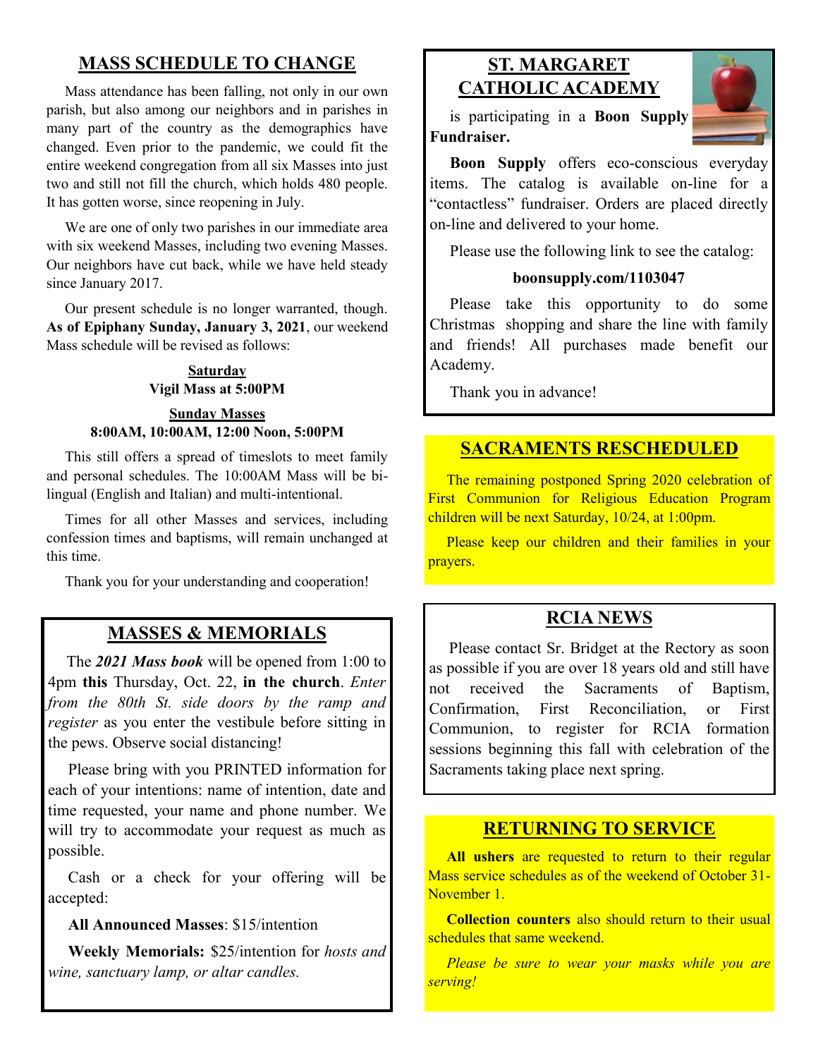## MASS SCHEDULE TO CHANGE

Mass attendance has been falling, not only in our own parish, but also among our neighbors and in parishes in many part of the country as the demographics have changed. Even prior to the pandemic, we could fit the entire weekend congregation from all six Masses into just two and still not fill the church, which holds 480 people. It has gotten worse, since reopening in July.

We are one of only two parishes in our immediate area with six weekend Masses, including two evening Masses. Our neighbors have cut back, while we have held steady since January 2017.

Our present schedule is no longer warranted, though. **As of Epiphany Sunday, January 3, 2021**, our weekend Mass schedule will be revised as follows:

**Saturday**
**Vigil Mass at 5:00PM**

**Sunday Masses**
**8:00AM, 10:00AM, 12:00 Noon, 5:00PM**

This still offers a spread of timeslots to meet family and personal schedules. The 10:00AM Mass will be bi-lingual (English and Italian) and multi-intentional.

Times for all other Masses and services, including confession times and baptisms, will remain unchanged at this time.

Thank you for your understanding and cooperation!

## MASSES & MEMORIALS

The ***2021 Mass book*** will be opened from 1:00 to 4pm **this** Thursday, Oct. 22, **in the church**. *Enter from the 80th St. side doors by the ramp and register* as you enter the vestibule before sitting in the pews. Observe social distancing!

Please bring with you PRINTED information for each of your intentions: name of intention, date and time requested, your name and phone number. We will try to accommodate your request as much as possible.

Cash or a check for your offering will be accepted:

**All Announced Masses**: $15/intention

**Weekly Memorials:** $25/intention for *hosts and wine, sanctuary lamp, or altar candles.*

## ST. MARGARET CATHOLIC ACADEMY

is participating in a **Boon Supply Fundraiser.**

**Boon Supply** offers eco-conscious everyday items. The catalog is available on-line for a "contactless" fundraiser. Orders are placed directly on-line and delivered to your home.

Please use the following link to see the catalog:

**boonsupply.com/1103047**

Please take this opportunity to do some Christmas shopping and share the line with family and friends! All purchases made benefit our Academy.

Thank you in advance!

## SACRAMENTS RESCHEDULED

The remaining postponed Spring 2020 celebration of First Communion for Religious Education Program children will be next Saturday, 10/24, at 1:00pm.

Please keep our children and their families in your prayers.

## RCIA NEWS

Please contact Sr. Bridget at the Rectory as soon as possible if you are over 18 years old and still have not received the Sacraments of Baptism, Confirmation, First Reconciliation, or First Communion, to register for RCIA formation sessions beginning this fall with celebration of the Sacraments taking place next spring.

## RETURNING TO SERVICE

**All ushers** are requested to return to their regular Mass service schedules as of the weekend of October 31-November 1.

**Collection counters** also should return to their usual schedules that same weekend.

*Please be sure to wear your masks while you are serving!*